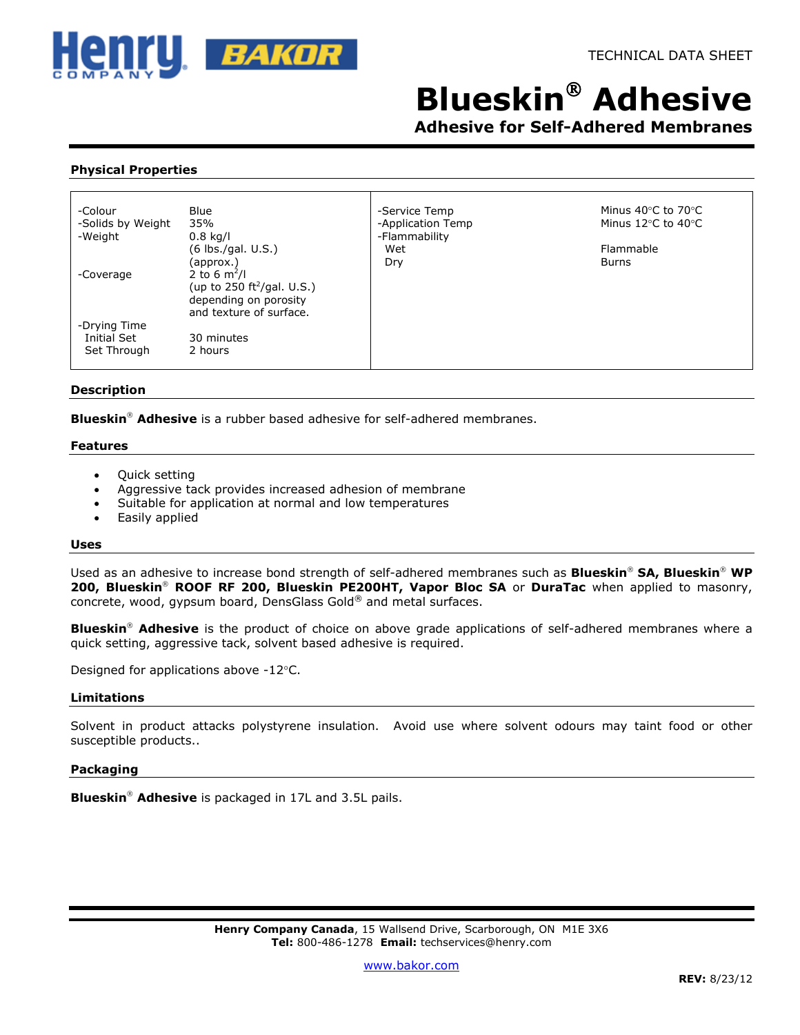TECHNICAL DATA SHEET

# Blueskin® Adhesive

## Adhesive for Self-Adhered Membranes

### Physical Properties

| | | | |
|---|---|---|---|
| -Colour | Blue | -Service Temp | Minus 40°C to 70°C |
| -Solids by Weight | 35% | -Application Temp | Minus 12°C to 40°C |
| -Weight | 0.8 kg/l (6 lbs./gal. U.S.) (approx.) | -Flammability | |
| | | Wet | Flammable |
| | | Dry | Burns |
| -Coverage | 2 to 6 $m^2$/l (up to 250 $ft^2$/gal. U.S.) depending on porosity and texture of surface. | | |
| -Drying Time | | | |
| Initial Set | 30 minutes | | |
| Set Through | 2 hours | | |

### Description

**Blueskin® Adhesive** is a rubber based adhesive for self-adhered membranes.

### Features

- Quick setting
- Aggressive tack provides increased adhesion of membrane
- Suitable for application at normal and low temperatures
- Easily applied

### Uses

Used as an adhesive to increase bond strength of self-adhered membranes such as **Blueskin® SA, Blueskin® WP 200, Blueskin® ROOF RF 200, Blueskin PE200HT, Vapor Bloc SA** or **DuraTac** when applied to masonry, concrete, wood, gypsum board, DensGlass Gold® and metal surfaces.

**Blueskin® Adhesive** is the product of choice on above grade applications of self-adhered membranes where a quick setting, aggressive tack, solvent based adhesive is required.

Designed for applications above -12°C.

### Limitations

Solvent in product attacks polystyrene insulation. Avoid use where solvent odours may taint food or other susceptible products..

### Packaging

**Blueskin® Adhesive** is packaged in 17L and 3.5L pails.

**Henry Company Canada**, 15 Wallsend Drive, Scarborough, ON M1E 3X6
**Tel:** 800-486-1278 **Email:** techservices@henry.com

www.bakor.com

**REV:** 8/23/12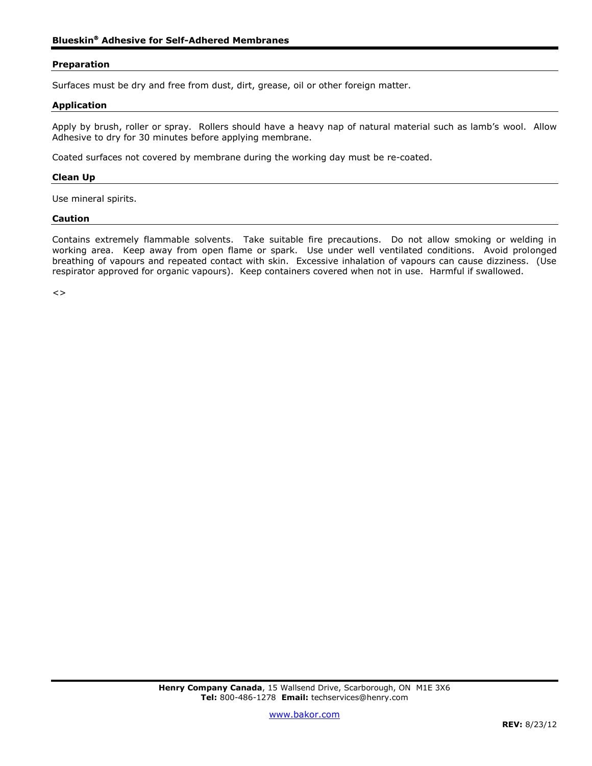## Preparation

Surfaces must be dry and free from dust, dirt, grease, oil or other foreign matter.

## Application

Apply by brush, roller or spray. Rollers should have a heavy nap of natural material such as lamb's wool. Allow Adhesive to dry for 30 minutes before applying membrane.

Coated surfaces not covered by membrane during the working day must be re-coated.

## Clean Up

Use mineral spirits.

## Caution

Contains extremely flammable solvents. Take suitable fire precautions. Do not allow smoking or welding in working area. Keep away from open flame or spark. Use under well ventilated conditions. Avoid prolonged breathing of vapours and repeated contact with skin. Excessive inhalation of vapours can cause dizziness. (Use respirator approved for organic vapours). Keep containers covered when not in use. Harmful if swallowed.

<>

**Henry Company Canada**, 15 Wallsend Drive, Scarborough, ON M1E 3X6
**Tel:** 800-486-1278 **Email:** techservices@henry.com

www.bakor.com

**REV:** 8/23/12